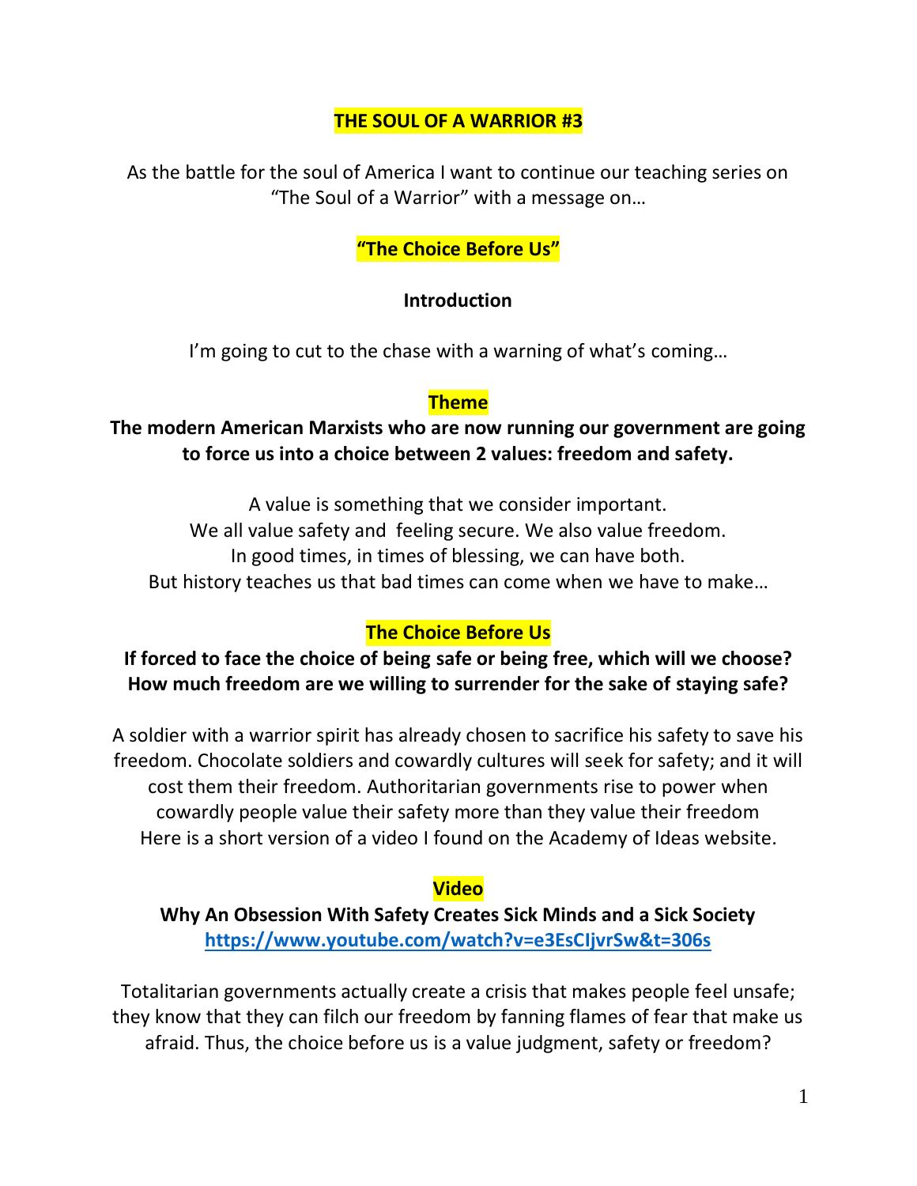# THE SOUL OF A WARRIOR #3

As the battle for the soul of America I want to continue our teaching series on "The Soul of a Warrior" with a message on…

## "The Choice Before Us"

### Introduction

I'm going to cut to the chase with a warning of what's coming…

### Theme

**The modern American Marxists who are now running our government are going to force us into a choice between 2 values: freedom and safety.**

A value is something that we consider important.
We all value safety and feeling secure. We also value freedom.
In good times, in times of blessing, we can have both.
But history teaches us that bad times can come when we have to make…

### The Choice Before Us

**If forced to face the choice of being safe or being free, which will we choose? How much freedom are we willing to surrender for the sake of staying safe?**

A soldier with a warrior spirit has already chosen to sacrifice his safety to save his freedom. Chocolate soldiers and cowardly cultures will seek for safety; and it will cost them their freedom. Authoritarian governments rise to power when cowardly people value their safety more than they value their freedom
Here is a short version of a video I found on the Academy of Ideas website.

### Video

**Why An Obsession With Safety Creates Sick Minds and a Sick Society**
**https://www.youtube.com/watch?v=e3EsCIjvrSw&t=306s**

Totalitarian governments actually create a crisis that makes people feel unsafe; they know that they can filch our freedom by fanning flames of fear that make us afraid. Thus, the choice before us is a value judgment, safety or freedom?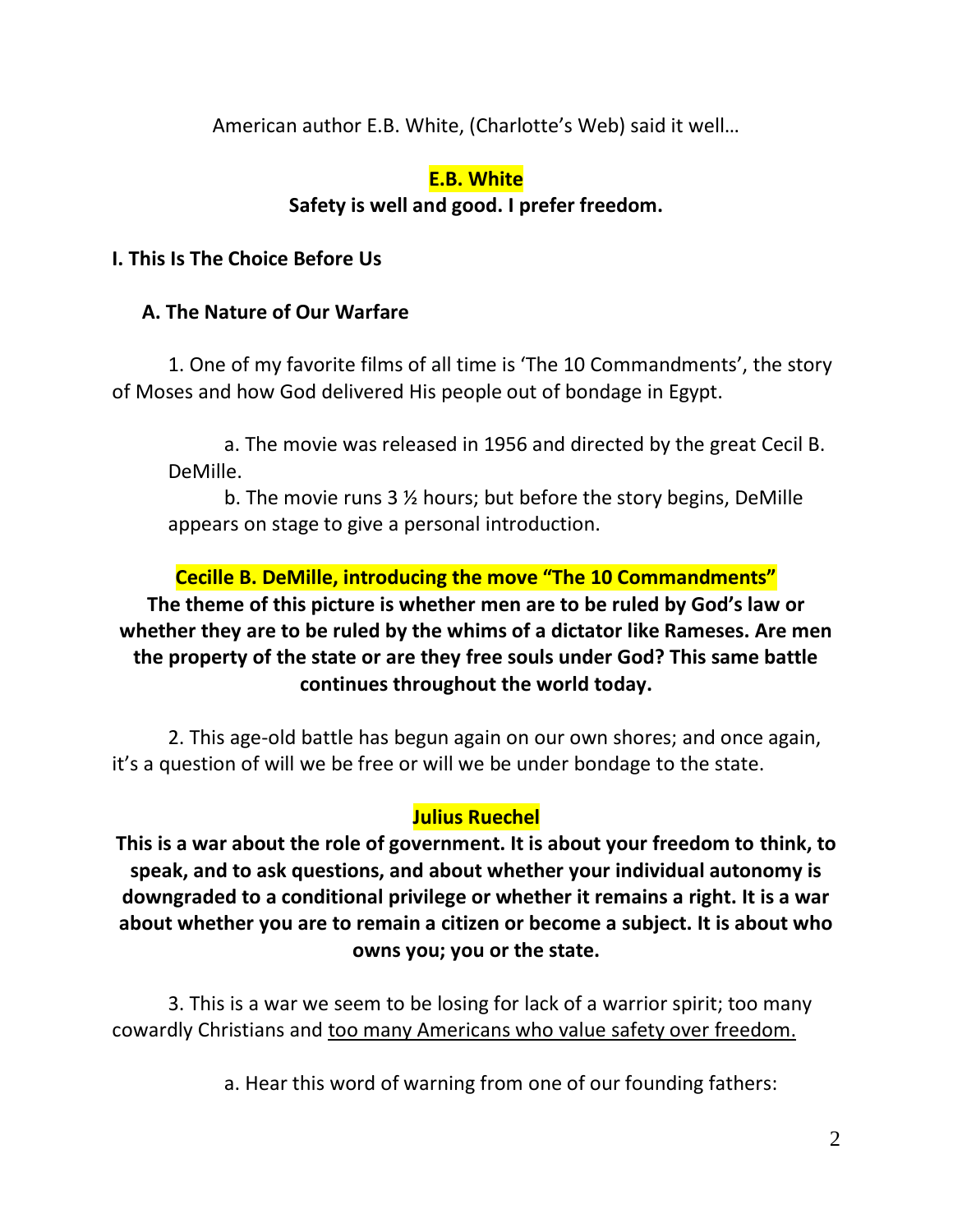American author E.B. White, (Charlotte's Web) said it well…

**E.B. White**

**Safety is well and good. I prefer freedom.**

**I. This Is The Choice Before Us**

**A. The Nature of Our Warfare**

1. One of my favorite films of all time is 'The 10 Commandments', the story of Moses and how God delivered His people out of bondage in Egypt.

a. The movie was released in 1956 and directed by the great Cecil B. DeMille.

b. The movie runs 3 ½ hours; but before the story begins, DeMille appears on stage to give a personal introduction.

**Cecille B. DeMille, introducing the move "The 10 Commandments"**

**The theme of this picture is whether men are to be ruled by God's law or whether they are to be ruled by the whims of a dictator like Rameses. Are men the property of the state or are they free souls under God? This same battle continues throughout the world today.**

2. This age-old battle has begun again on our own shores; and once again, it's a question of will we be free or will we be under bondage to the state.

**Julius Ruechel**

**This is a war about the role of government. It is about your freedom to think, to speak, and to ask questions, and about whether your individual autonomy is downgraded to a conditional privilege or whether it remains a right. It is a war about whether you are to remain a citizen or become a subject. It is about who owns you; you or the state.**

3. This is a war we seem to be losing for lack of a warrior spirit; too many cowardly Christians and <u>too many Americans who value safety over freedom.</u>

a. Hear this word of warning from one of our founding fathers: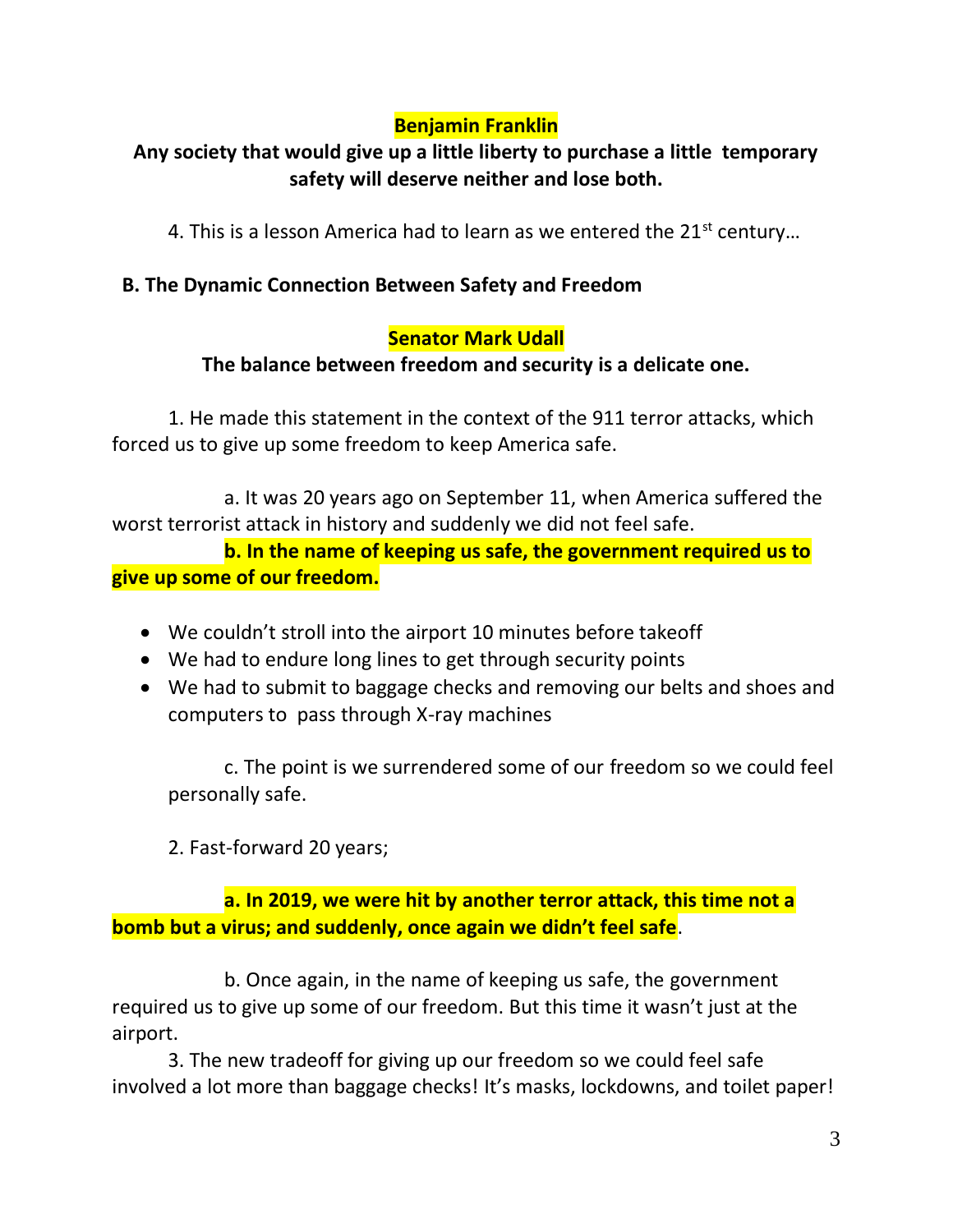**Benjamin Franklin**

**Any society that would give up a little liberty to purchase a little temporary safety will deserve neither and lose both.**

4. This is a lesson America had to learn as we entered the 21st century…

**B. The Dynamic Connection Between Safety and Freedom**

**Senator Mark Udall**

**The balance between freedom and security is a delicate one.**

1. He made this statement in the context of the 911 terror attacks, which forced us to give up some freedom to keep America safe.

a. It was 20 years ago on September 11, when America suffered the worst terrorist attack in history and suddenly we did not feel safe.

**b. In the name of keeping us safe, the government required us to give up some of our freedom.**

- We couldn't stroll into the airport 10 minutes before takeoff
- We had to endure long lines to get through security points
- We had to submit to baggage checks and removing our belts and shoes and computers to pass through X-ray machines

c. The point is we surrendered some of our freedom so we could feel personally safe.

2. Fast-forward 20 years;

**a. In 2019, we were hit by another terror attack, this time not a bomb but a virus; and suddenly, once again we didn't feel safe**.

b. Once again, in the name of keeping us safe, the government required us to give up some of our freedom. But this time it wasn't just at the airport.

3. The new tradeoff for giving up our freedom so we could feel safe involved a lot more than baggage checks! It's masks, lockdowns, and toilet paper!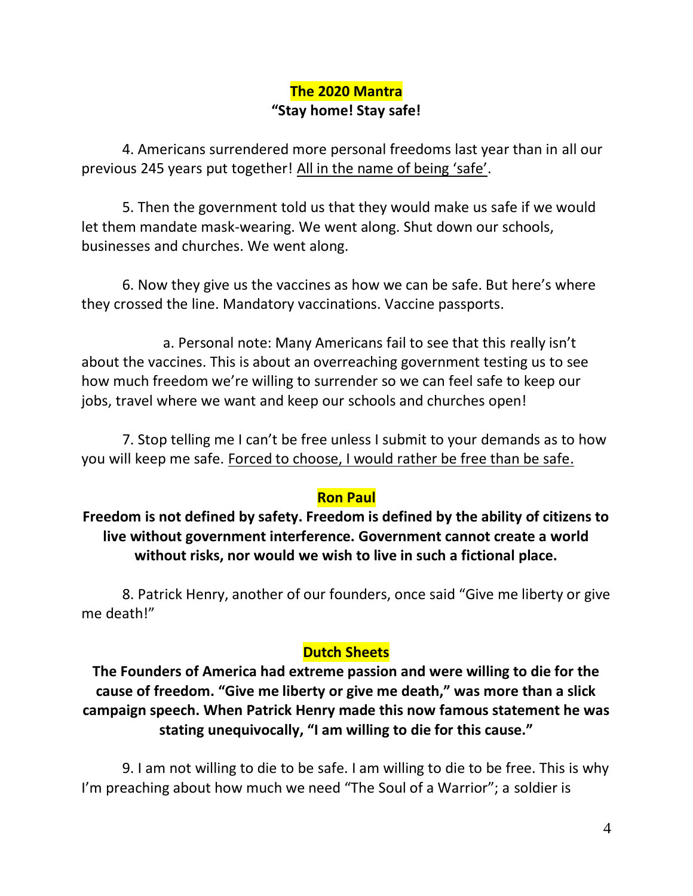**The 2020 Mantra**

**"Stay home! Stay safe!**

4. Americans surrendered more personal freedoms last year than in all our previous 245 years put together! All in the name of being 'safe'.

5. Then the government told us that they would make us safe if we would let them mandate mask-wearing. We went along. Shut down our schools, businesses and churches. We went along.

6. Now they give us the vaccines as how we can be safe. But here's where they crossed the line. Mandatory vaccinations. Vaccine passports.

a. Personal note: Many Americans fail to see that this really isn't about the vaccines. This is about an overreaching government testing us to see how much freedom we're willing to surrender so we can feel safe to keep our jobs, travel where we want and keep our schools and churches open!

7. Stop telling me I can't be free unless I submit to your demands as to how you will keep me safe. Forced to choose, I would rather be free than be safe.

**Ron Paul**

**Freedom is not defined by safety. Freedom is defined by the ability of citizens to live without government interference. Government cannot create a world without risks, nor would we wish to live in such a fictional place.**

8. Patrick Henry, another of our founders, once said "Give me liberty or give me death!"

**Dutch Sheets**

**The Founders of America had extreme passion and were willing to die for the cause of freedom. "Give me liberty or give me death," was more than a slick campaign speech. When Patrick Henry made this now famous statement he was stating unequivocally, "I am willing to die for this cause."**

9. I am not willing to die to be safe. I am willing to die to be free. This is why I'm preaching about how much we need "The Soul of a Warrior"; a soldier is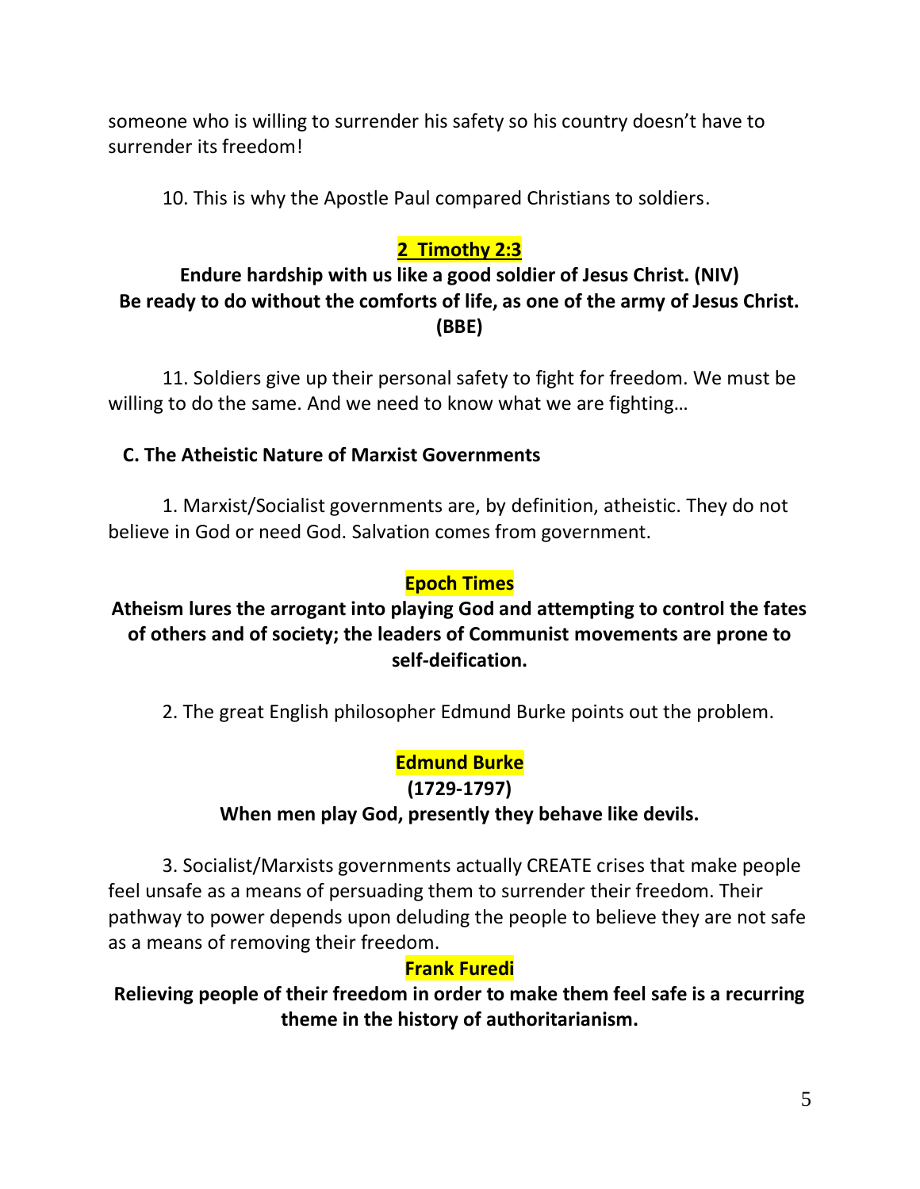someone who is willing to surrender his safety so his country doesn't have to surrender its freedom!

10. This is why the Apostle Paul compared Christians to soldiers.

**2 Timothy 2:3**

**Endure hardship with us like a good soldier of Jesus Christ. (NIV)**
**Be ready to do without the comforts of life, as one of the army of Jesus Christ. (BBE)**

11. Soldiers give up their personal safety to fight for freedom. We must be willing to do the same. And we need to know what we are fighting…

### C. The Atheistic Nature of Marxist Governments

1. Marxist/Socialist governments are, by definition, atheistic. They do not believe in God or need God. Salvation comes from government.

**Epoch Times**

**Atheism lures the arrogant into playing God and attempting to control the fates of others and of society; the leaders of Communist movements are prone to self-deification.**

2. The great English philosopher Edmund Burke points out the problem.

**Edmund Burke**
**(1729-1797)**
**When men play God, presently they behave like devils.**

3. Socialist/Marxists governments actually CREATE crises that make people feel unsafe as a means of persuading them to surrender their freedom. Their pathway to power depends upon deluding the people to believe they are not safe as a means of removing their freedom.

**Frank Furedi**

**Relieving people of their freedom in order to make them feel safe is a recurring theme in the history of authoritarianism.**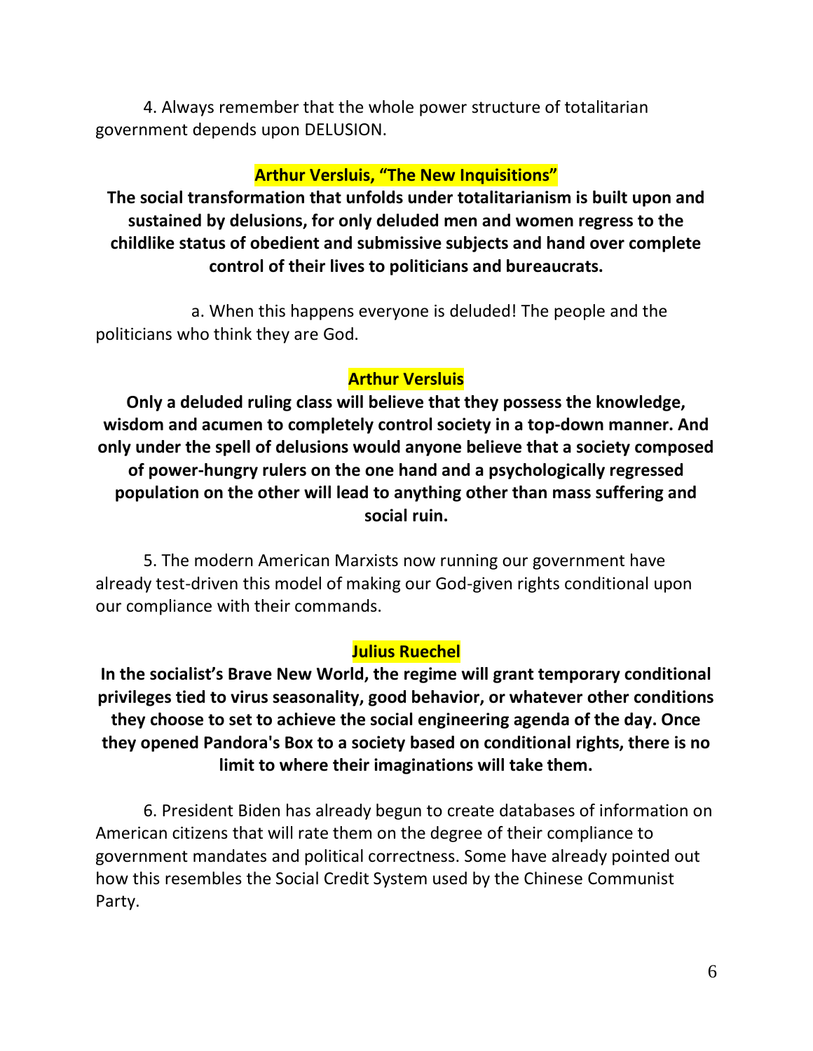4. Always remember that the whole power structure of totalitarian government depends upon DELUSION.

**Arthur Versluis, "The New Inquisitions"**

**The social transformation that unfolds under totalitarianism is built upon and sustained by delusions, for only deluded men and women regress to the childlike status of obedient and submissive subjects and hand over complete control of their lives to politicians and bureaucrats.**

a. When this happens everyone is deluded! The people and the politicians who think they are God.

**Arthur Versluis**

**Only a deluded ruling class will believe that they possess the knowledge, wisdom and acumen to completely control society in a top-down manner. And only under the spell of delusions would anyone believe that a society composed of power-hungry rulers on the one hand and a psychologically regressed population on the other will lead to anything other than mass suffering and social ruin.**

5. The modern American Marxists now running our government have already test-driven this model of making our God-given rights conditional upon our compliance with their commands.

**Julius Ruechel**

**In the socialist's Brave New World, the regime will grant temporary conditional privileges tied to virus seasonality, good behavior, or whatever other conditions they choose to set to achieve the social engineering agenda of the day. Once they opened Pandora's Box to a society based on conditional rights, there is no limit to where their imaginations will take them.**

6. President Biden has already begun to create databases of information on American citizens that will rate them on the degree of their compliance to government mandates and political correctness. Some have already pointed out how this resembles the Social Credit System used by the Chinese Communist Party.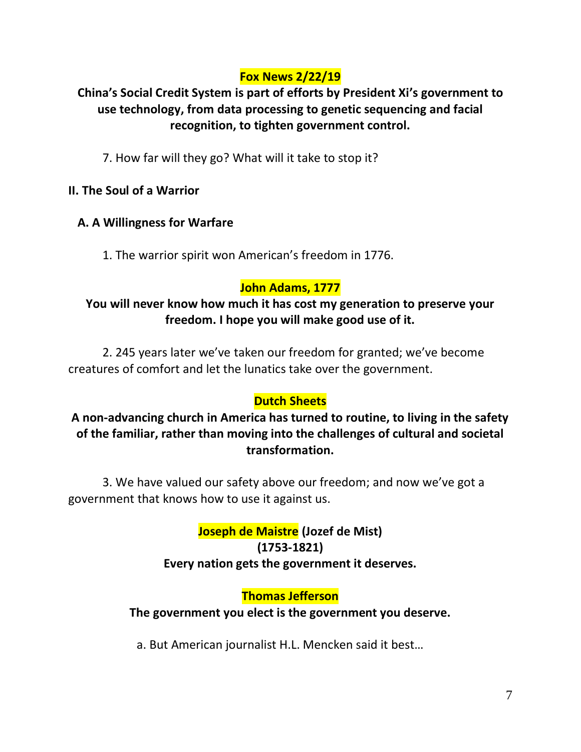**Fox News 2/22/19**

**China's Social Credit System is part of efforts by President Xi's government to use technology, from data processing to genetic sequencing and facial recognition, to tighten government control.**

7. How far will they go? What will it take to stop it?

## II. The Soul of a Warrior

### A. A Willingness for Warfare

1. The warrior spirit won American's freedom in 1776.

**John Adams, 1777**

**You will never know how much it has cost my generation to preserve your freedom. I hope you will make good use of it.**

2. 245 years later we've taken our freedom for granted; we've become creatures of comfort and let the lunatics take over the government.

**Dutch Sheets**

**A non-advancing church in America has turned to routine, to living in the safety of the familiar, rather than moving into the challenges of cultural and societal transformation.**

3. We have valued our safety above our freedom; and now we've got a government that knows how to use it against us.

**Joseph de Maistre (Jozef de Mist)**
**(1753-1821)**
**Every nation gets the government it deserves.**

**Thomas Jefferson**
**The government you elect is the government you deserve.**

a. But American journalist H.L. Mencken said it best…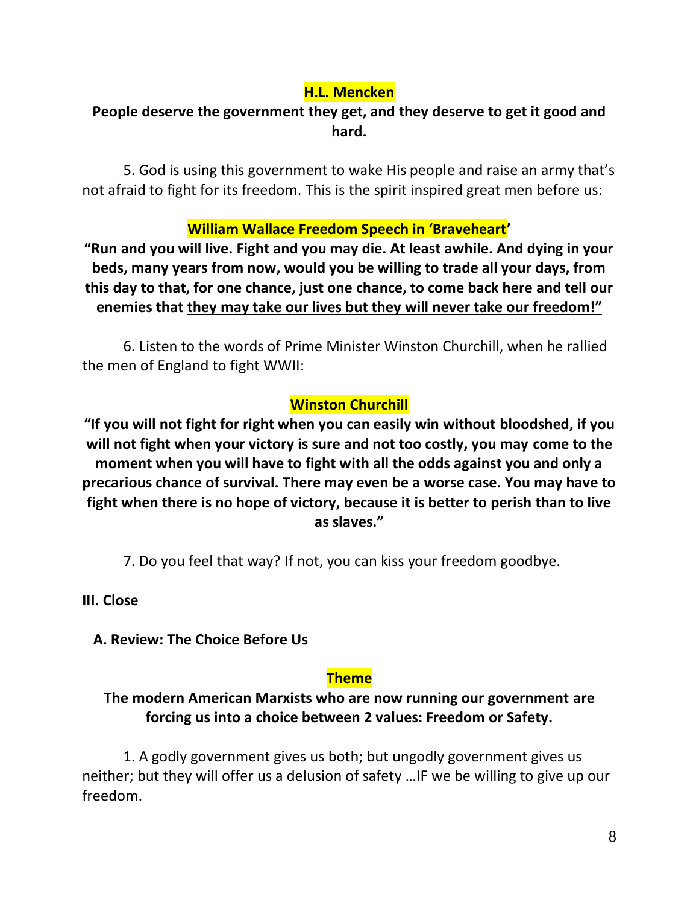**H.L. Mencken**

**People deserve the government they get, and they deserve to get it good and hard.**

5. God is using this government to wake His people and raise an army that's not afraid to fight for its freedom. This is the spirit inspired great men before us:

**William Wallace Freedom Speech in 'Braveheart'**

**"Run and you will live. Fight and you may die. At least awhile. And dying in your beds, many years from now, would you be willing to trade all your days, from this day to that, for one chance, just one chance, to come back here and tell our enemies that <u>they may take our lives but they will never take our freedom!"</u>**

6. Listen to the words of Prime Minister Winston Churchill, when he rallied the men of England to fight WWII:

**Winston Churchill**

**"If you will not fight for right when you can easily win without bloodshed, if you will not fight when your victory is sure and not too costly, you may come to the moment when you will have to fight with all the odds against you and only a precarious chance of survival. There may even be a worse case. You may have to fight when there is no hope of victory, because it is better to perish than to live as slaves."**

7. Do you feel that way? If not, you can kiss your freedom goodbye.

**III. Close**

**A. Review: The Choice Before Us**

**Theme**

**The modern American Marxists who are now running our government are forcing us into a choice between 2 values: Freedom or Safety.**

1. A godly government gives us both; but ungodly government gives us neither; but they will offer us a delusion of safety …IF we be willing to give up our freedom.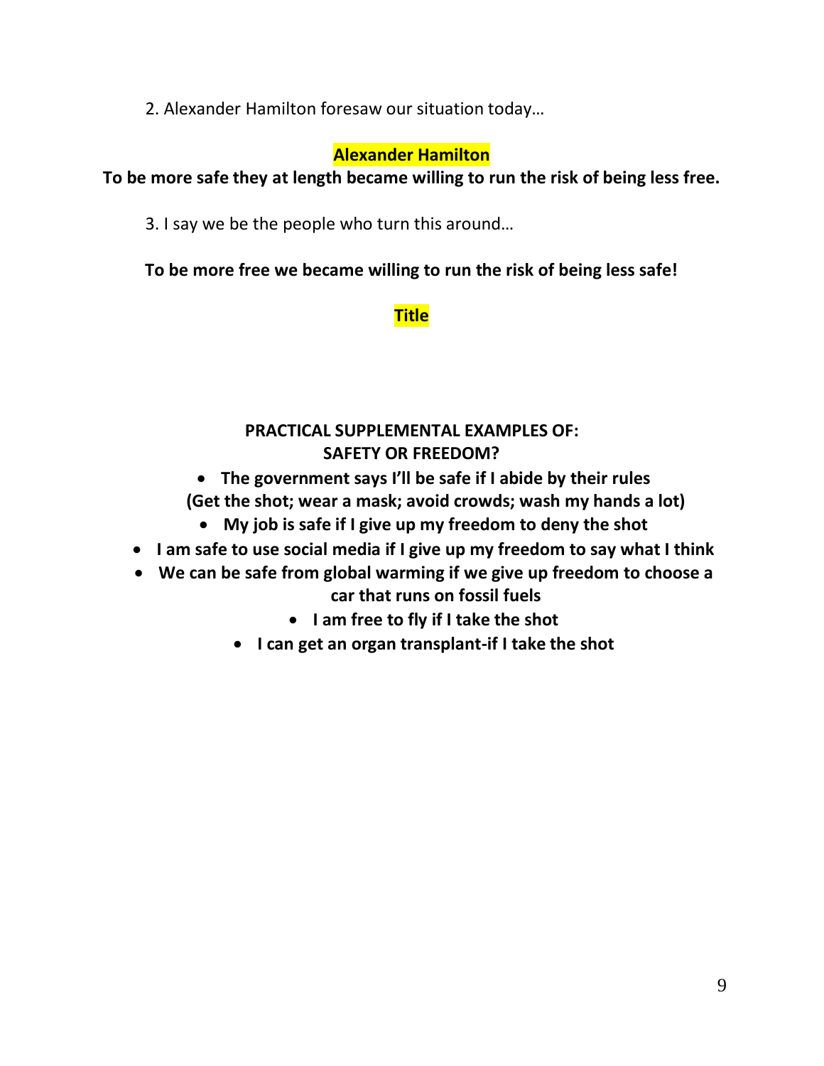2. Alexander Hamilton foresaw our situation today…

**Alexander Hamilton**

**To be more safe they at length became willing to run the risk of being less free.**

3. I say we be the people who turn this around…

**To be more free we became willing to run the risk of being less safe!**

**Title**

**PRACTICAL SUPPLEMENTAL EXAMPLES OF:**
**SAFETY OR FREEDOM?**

- **The government says I'll be safe if I abide by their rules (Get the shot; wear a mask; avoid crowds; wash my hands a lot)**
- **My job is safe if I give up my freedom to deny the shot**
- **I am safe to use social media if I give up my freedom to say what I think**
- **We can be safe from global warming if we give up freedom to choose a car that runs on fossil fuels**
- **I am free to fly if I take the shot**
- **I can get an organ transplant-if I take the shot**